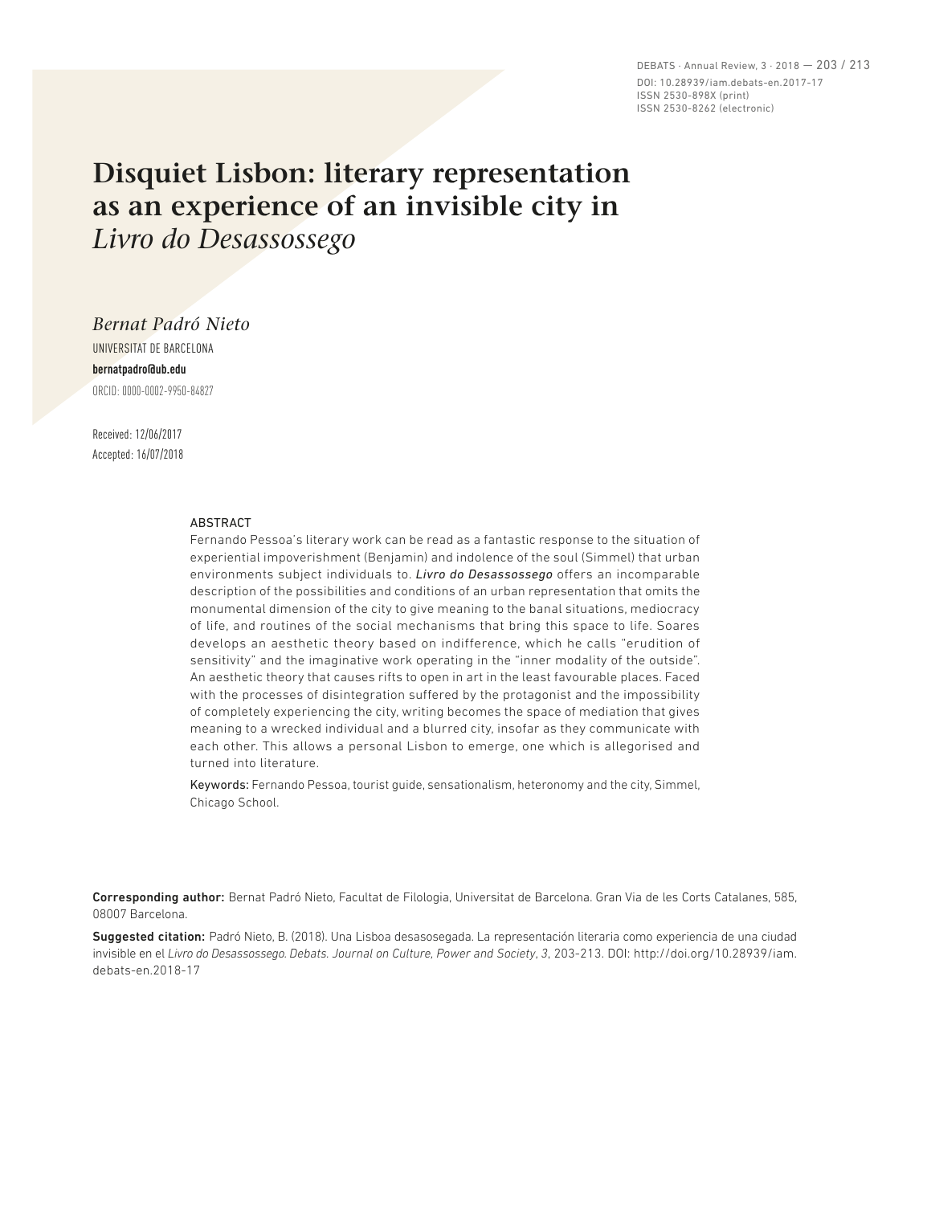# Disquiet Lisbon: literary representation as an experience of an invisible city in *Livro do Desassossego*

*Bernat Padró Nieto*

UNIVERSITAT DE BARCELONA

**bernatpadro@ub.edu**

ORCID: 0000-0002-9950-84827

Received: 12/06/2017
Accepted: 16/07/2018

## ABSTRACT

Fernando Pessoa's literary work can be read as a fantastic response to the situation of experiential impoverishment (Benjamin) and indolence of the soul (Simmel) that urban environments subject individuals to. *Livro do Desassossego* offers an incomparable description of the possibilities and conditions of an urban representation that omits the monumental dimension of the city to give meaning to the banal situations, mediocracy of life, and routines of the social mechanisms that bring this space to life. Soares develops an aesthetic theory based on indifference, which he calls "erudition of sensitivity" and the imaginative work operating in the "inner modality of the outside". An aesthetic theory that causes rifts to open in art in the least favourable places. Faced with the processes of disintegration suffered by the protagonist and the impossibility of completely experiencing the city, writing becomes the space of mediation that gives meaning to a wrecked individual and a blurred city, insofar as they communicate with each other. This allows a personal Lisbon to emerge, one which is allegorised and turned into literature.

**Keywords:** Fernando Pessoa, tourist guide, sensationalism, heteronomy and the city, Simmel, Chicago School.

**Corresponding author:** Bernat Padró Nieto, Facultat de Filologia, Universitat de Barcelona. Gran Via de les Corts Catalanes, 585, 08007 Barcelona.

**Suggested citation:** Padró Nieto, B. (2018). Una Lisboa desasosegada. La representación literaria como experiencia de una ciudad invisible en el *Livro do Desassossego. Debats. Journal on Culture, Power and Society*, *3*, 203-213. DOI: http://doi.org/10.28939/iam.debats-en.2018-17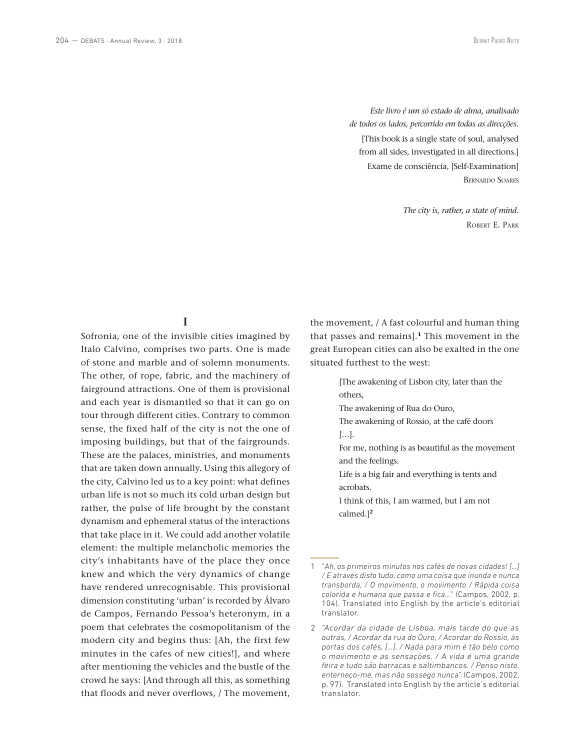*Este livro é um só estado de alma, analisado de todos os lados, percorrido em todas as direcções.*
[This book is a single state of soul, analysed from all sides, investigated in all directions.]
Exame de consciência, [Self-Examination]
Bernardo Soares

*The city is, rather, a state of mind.*
Robert E. Park

## I

Sofronia, one of the invisible cities imagined by Italo Calvino, comprises two parts. One is made of stone and marble and of solemn monuments. The other, of rope, fabric, and the machinery of fairground attractions. One of them is provisional and each year is dismantled so that it can go on tour through different cities. Contrary to common sense, the fixed half of the city is not the one of imposing buildings, but that of the fairgrounds. These are the palaces, ministries, and monuments that are taken down annually. Using this allegory of the city, Calvino led us to a key point: what defines urban life is not so much its cold urban design but rather, the pulse of life brought by the constant dynamism and ephemeral status of the interactions that take place in it. We could add another volatile element: the multiple melancholic memories the city's inhabitants have of the place they once knew and which the very dynamics of change have rendered unrecognisable. This provisional dimension constituting 'urban' is recorded by Álvaro de Campos, Fernando Pessoa's heteronym, in a poem that celebrates the cosmopolitanism of the modern city and begins thus: [Ah, the first few minutes in the cafes of new cities!], and where after mentioning the vehicles and the bustle of the crowd he says: [And through all this, as something that floods and never overflows, / The movement, the movement, / A fast colourful and human thing that passes and remains].[1] This movement in the great European cities can also be exalted in the one situated furthest to the west:

> [The awakening of Lisbon city, later than the others,
> The awakening of Rua do Ouro,
> The awakening of Rossio, at the café doors
> […].
> For me, nothing is as beautiful as the movement and the feelings.
> Life is a big fair and everything is tents and acrobats.
> I think of this, I am warmed, but I am not calmed.][2]

1 *"Ah, os primeiros minutos nos cafés de novas cidades! […] / E através disto tudo, como uma coisa que inunda e nunca transborda, / O movimento, o movimento / Rápida coisa colorida e humana que passa e fica…"* (Campos, 2002, p. 104). Translated into English by the article's editorial translator.

2 *"Acordar da cidade de Lisboa, mais tarde do que as outras, / Acordar da rua do Ouro, / Acordar do Rossio, às portas dos cafés, […]. / Nada para mim é tão belo como o movimento e as sensações. / A vida é uma grande feira e tudo são barracas e saltimbancos. / Penso nisto, enterneço-me, mas não sossego nunca"* (Campos, 2002, p. 97). Translated into English by the article's editorial translator.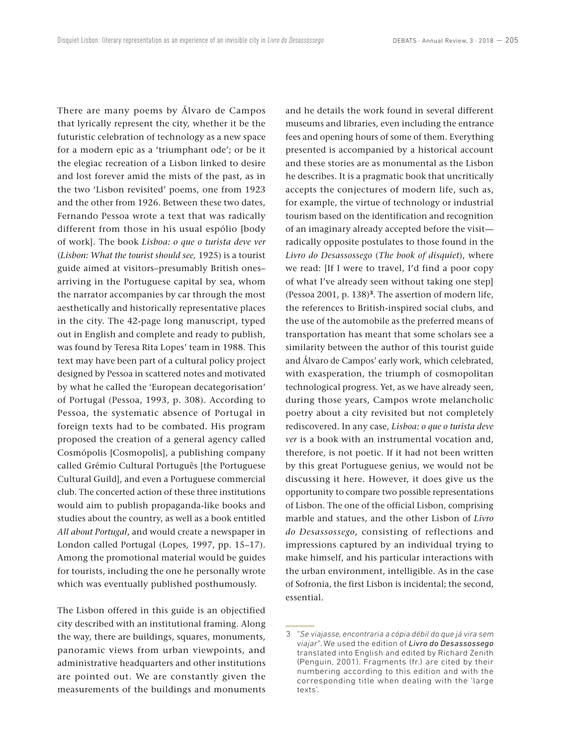There are many poems by Álvaro de Campos that lyrically represent the city, whether it be the futuristic celebration of technology as a new space for a modern epic as a 'triumphant ode'; or be it the elegiac recreation of a Lisbon linked to desire and lost forever amid the mists of the past, as in the two 'Lisbon revisited' poems, one from 1923 and the other from 1926. Between these two dates, Fernando Pessoa wrote a text that was radically different from those in his usual espólio [body of work]. The book *Lisboa: o que o turista deve ver* (*Lisbon: What the tourist should see,* 1925) is a tourist guide aimed at visitors–presumably British ones–arriving in the Portuguese capital by sea, whom the narrator accompanies by car through the most aesthetically and historically representative places in the city. The 42-page long manuscript, typed out in English and complete and ready to publish, was found by Teresa Rita Lopes' team in 1988. This text may have been part of a cultural policy project designed by Pessoa in scattered notes and motivated by what he called the 'European decategorisation' of Portugal (Pessoa, 1993, p. 308). According to Pessoa, the systematic absence of Portugal in foreign texts had to be combated. His program proposed the creation of a general agency called Cosmópolis [Cosmopolis], a publishing company called Grémio Cultural Português [the Portuguese Cultural Guild], and even a Portuguese commercial club. The concerted action of these three institutions would aim to publish propaganda-like books and studies about the country, as well as a book entitled *All about Portugal*, and would create a newspaper in London called Portugal (Lopes, 1997, pp. 15–17). Among the promotional material would be guides for tourists, including the one he personally wrote which was eventually published posthumously.

The Lisbon offered in this guide is an objectified city described with an institutional framing. Along the way, there are buildings, squares, monuments, panoramic views from urban viewpoints, and administrative headquarters and other institutions are pointed out. We are constantly given the measurements of the buildings and monuments and he details the work found in several different museums and libraries, even including the entrance fees and opening hours of some of them. Everything presented is accompanied by a historical account and these stories are as monumental as the Lisbon he describes. It is a pragmatic book that uncritically accepts the conjectures of modern life, such as, for example, the virtue of technology or industrial tourism based on the identification and recognition of an imaginary already accepted before the visit—radically opposite postulates to those found in the *Livro do Desassossego* (*The book of disquiet*), where we read: [If I were to travel, I'd find a poor copy of what I've already seen without taking one step] (Pessoa 2001, p. 138)[3]. The assertion of modern life, the references to British-inspired social clubs, and the use of the automobile as the preferred means of transportation has meant that some scholars see a similarity between the author of this tourist guide and Álvaro de Campos' early work, which celebrated, with exasperation, the triumph of cosmopolitan technological progress. Yet, as we have already seen, during those years, Campos wrote melancholic poetry about a city revisited but not completely rediscovered. In any case, *Lisboa: o que o turista deve ver* is a book with an instrumental vocation and, therefore, is not poetic. If it had not been written by this great Portuguese genius, we would not be discussing it here. However, it does give us the opportunity to compare two possible representations of Lisbon. The one of the official Lisbon, comprising marble and statues, and the other Lisbon of *Livro do Desassossego*, consisting of reflections and impressions captured by an individual trying to make himself, and his particular interactions with the urban environment, intelligible. As in the case of Sofronia, the first Lisbon is incidental; the second, essential.

3 "*Se viajasse, encontraria a cópia débil do que já vira sem viajar*". We used the edition of *Livro do Desassossego* translated into English and edited by Richard Zenith (Penguin, 2001). Fragments (fr.) are cited by their numbering according to this edition and with the corresponding title when dealing with the 'large texts'.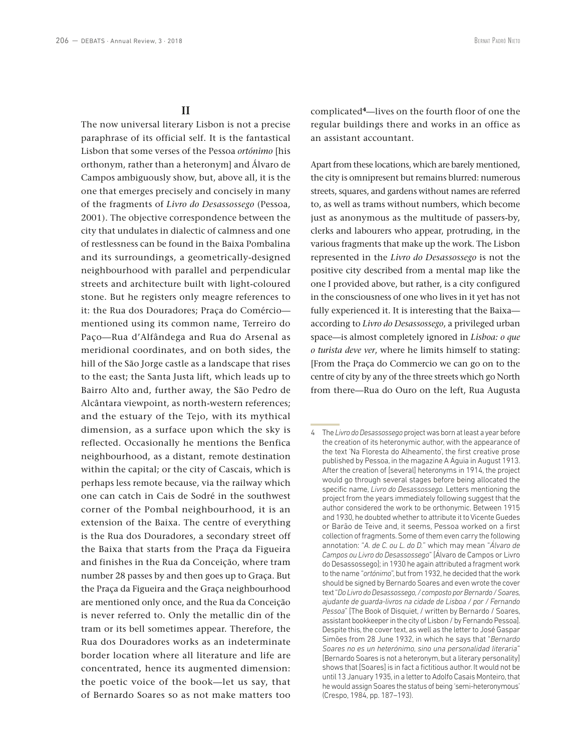## II

The now universal literary Lisbon is not a precise paraphrase of its official self. It is the fantastical Lisbon that some verses of the Pessoa *ortónimo* [his orthonym, rather than a heteronym] and Álvaro de Campos ambiguously show, but, above all, it is the one that emerges precisely and concisely in many of the fragments of *Livro do Desassossego* (Pessoa, 2001). The objective correspondence between the city that undulates in dialectic of calmness and one of restlessness can be found in the Baixa Pombalina and its surroundings, a geometrically-designed neighbourhood with parallel and perpendicular streets and architecture built with light-coloured stone. But he registers only meagre references to it: the Rua dos Douradores; Praça do Comércio—mentioned using its common name, Terreiro do Paço—Rua d'Alfândega and Rua do Arsenal as meridional coordinates, and on both sides, the hill of the São Jorge castle as a landscape that rises to the east; the Santa Justa lift, which leads up to Bairro Alto and, further away, the São Pedro de Alcântara viewpoint, as north-western references; and the estuary of the Tejo, with its mythical dimension, as a surface upon which the sky is reflected. Occasionally he mentions the Benfica neighbourhood, as a distant, remote destination within the capital; or the city of Cascais, which is perhaps less remote because, via the railway which one can catch in Cais de Sodré in the southwest corner of the Pombal neighbourhood, it is an extension of the Baixa. The centre of everything is the Rua dos Douradores, a secondary street off the Baixa that starts from the Praça da Figueira and finishes in the Rua da Conceição, where tram number 28 passes by and then goes up to Graça. But the Praça da Figueira and the Graça neighbourhood are mentioned only once, and the Rua da Conceição is never referred to. Only the metallic din of the tram or its bell sometimes appear. Therefore, the Rua dos Douradores works as an indeterminate border location where all literature and life are concentrated, hence its augmented dimension: the poetic voice of the book—let us say, that of Bernardo Soares so as not make matters too complicated[4]—lives on the fourth floor of one the regular buildings there and works in an office as an assistant accountant.

Apart from these locations, which are barely mentioned, the city is omnipresent but remains blurred: numerous streets, squares, and gardens without names are referred to, as well as trams without numbers, which become just as anonymous as the multitude of passers-by, clerks and labourers who appear, protruding, in the various fragments that make up the work. The Lisbon represented in the *Livro do Desassossego* is not the positive city described from a mental map like the one I provided above, but rather, is a city configured in the consciousness of one who lives in it yet has not fully experienced it. It is interesting that the Baixa—according to *Livro do Desassossego*, a privileged urban space—is almost completely ignored in *Lisboa: o que o turista deve ver*, where he limits himself to stating: [From the Praça do Commercio we can go on to the centre of city by any of the three streets which go North from there—Rua do Ouro on the left, Rua Augusta

---

4 The *Livro do Desassossego* project was born at least a year before the creation of its heteronymic author, with the appearance of the text 'Na Floresta do Alheamento', the first creative prose published by Pessoa, in the magazine A Águia in August 1913. After the creation of [several] heteronyms in 1914, the project would go through several stages before being allocated the specific name, *Livro do Desassossego*. Letters mentioning the project from the years immediately following suggest that the author considered the work to be orthonymic. Between 1915 and 1930, he doubted whether to attribute it to Vicente Guedes or Barão de Teive and, it seems, Pessoa worked on a first collection of fragments. Some of them even carry the following annotation: "*A. de C. ou L. do D.*" which may mean "*Álvaro de Campos ou Livro do Desassossego*" [Álvaro de Campos or Livro do Desassossego]; in 1930 he again attributed a fragment work to the name "*ortónimo*", but from 1932, he decided that the work should be signed by Bernardo Soares and even wrote the cover text "*Do Livro do Desassossego, / composto por Bernardo / Soares, ajudante de guarda-livros na cidade de Lisboa / por / Fernando Pessoa*" [The Book of Disquiet, / written by Bernardo / Soares, assistant bookkeeper in the city of Lisbon / by Fernando Pessoa]. Despite this, the cover text, as well as the letter to José Gaspar Simões from 28 June 1932, in which he says that "*Bernardo Soares no es un heterónimo, sino una personalidad literaria*" [Bernardo Soares is not a heteronym, but a literary personality] shows that [Soares] is in fact a fictitious author. It would not be until 13 January 1935, in a letter to Adolfo Casais Monteiro, that he would assign Soares the status of being 'semi-heteronymous' (Crespo, 1984, pp. 187–193).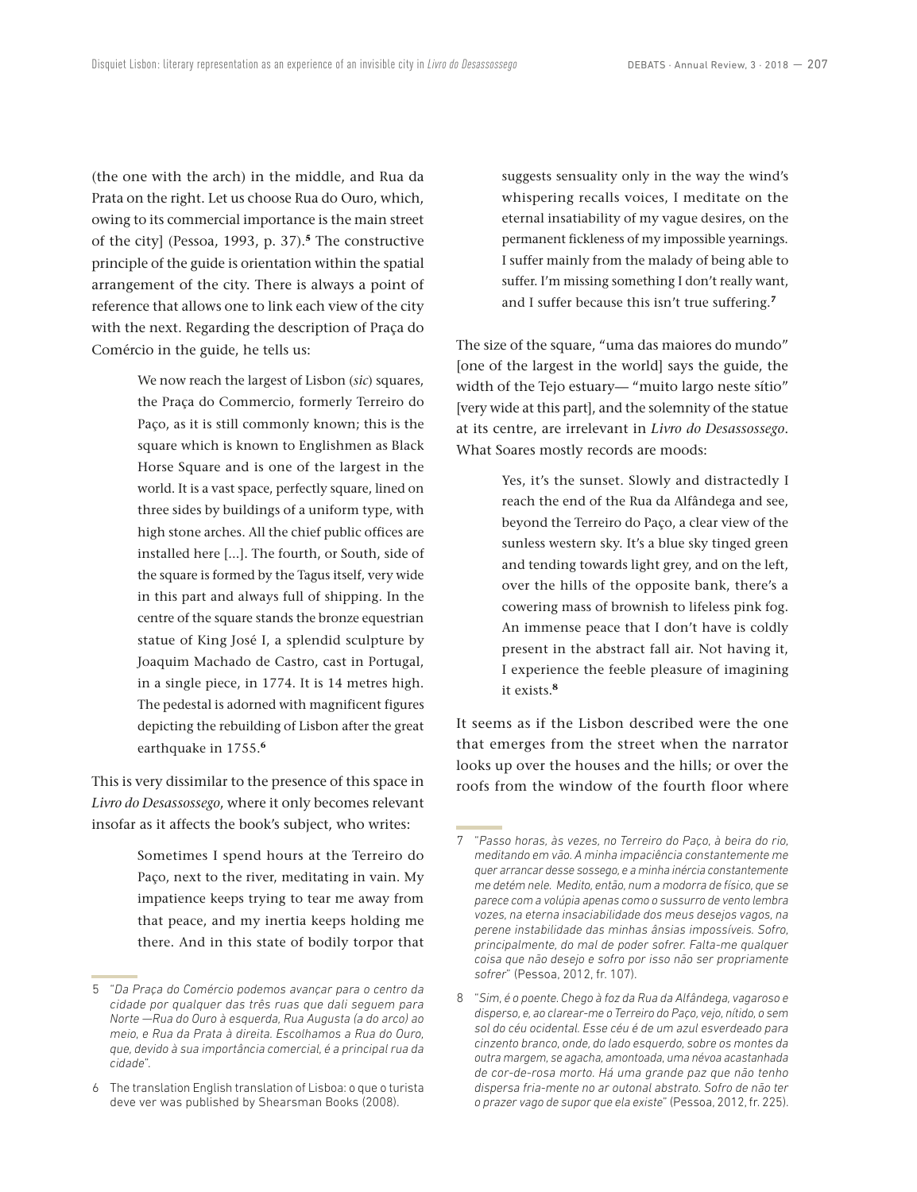(the one with the arch) in the middle, and Rua da Prata on the right. Let us choose Rua do Ouro, which, owing to its commercial importance is the main street of the city] (Pessoa, 1993, p. 37).[5] The constructive principle of the guide is orientation within the spatial arrangement of the city. There is always a point of reference that allows one to link each view of the city with the next. Regarding the description of Praça do Comércio in the guide, he tells us:

> We now reach the largest of Lisbon (*sic*) squares, the Praça do Commercio, formerly Terreiro do Paço, as it is still commonly known; this is the square which is known to Englishmen as Black Horse Square and is one of the largest in the world. It is a vast space, perfectly square, lined on three sides by buildings of a uniform type, with high stone arches. All the chief public offices are installed here [...]. The fourth, or South, side of the square is formed by the Tagus itself, very wide in this part and always full of shipping. In the centre of the square stands the bronze equestrian statue of King José I, a splendid sculpture by Joaquim Machado de Castro, cast in Portugal, in a single piece, in 1774. It is 14 metres high. The pedestal is adorned with magnificent figures depicting the rebuilding of Lisbon after the great earthquake in 1755.[6]

This is very dissimilar to the presence of this space in *Livro do Desassossego*, where it only becomes relevant insofar as it affects the book's subject, who writes:

> Sometimes I spend hours at the Terreiro do Paço, next to the river, meditating in vain. My impatience keeps trying to tear me away from that peace, and my inertia keeps holding me there. And in this state of bodily torpor that suggests sensuality only in the way the wind's whispering recalls voices, I meditate on the eternal insatiability of my vague desires, on the permanent fickleness of my impossible yearnings. I suffer mainly from the malady of being able to suffer. I'm missing something I don't really want, and I suffer because this isn't true suffering.[7]

The size of the square, "uma das maiores do mundo" [one of the largest in the world] says the guide, the width of the Tejo estuary— "muito largo neste sítio" [very wide at this part], and the solemnity of the statue at its centre, are irrelevant in *Livro do Desassossego*. What Soares mostly records are moods:

> Yes, it's the sunset. Slowly and distractedly I reach the end of the Rua da Alfândega and see, beyond the Terreiro do Paço, a clear view of the sunless western sky. It's a blue sky tinged green and tending towards light grey, and on the left, over the hills of the opposite bank, there's a cowering mass of brownish to lifeless pink fog. An immense peace that I don't have is coldly present in the abstract fall air. Not having it, I experience the feeble pleasure of imagining it exists.[8]

It seems as if the Lisbon described were the one that emerges from the street when the narrator looks up over the houses and the hills; or over the roofs from the window of the fourth floor where

---

5 "*Da Praça do Comércio podemos avançar para o centro da cidade por qualquer das três ruas que dali seguem para Norte —Rua do Ouro à esquerda, Rua Augusta (a do arco) ao meio, e Rua da Prata à direita. Escolhamos a Rua do Ouro, que, devido à sua importância comercial, é a principal rua da cidade*".

6 The translation English translation of Lisboa: o que o turista deve ver was published by Shearsman Books (2008).

7 "*Passo horas, às vezes, no Terreiro do Paço, à beira do rio, meditando em vão. A minha impaciência constantemente me quer arrancar desse sossego, e a minha inércia constantemente me detém nele. Medito, então, num a modorra de físico, que se parece com a volúpia apenas como o sussurro de vento lembra vozes, na eterna insaciabilidade dos meus desejos vagos, na perene instabilidade das minhas ânsias impossíveis. Sofro, principalmente, do mal de poder sofrer. Falta-me qualquer coisa que não desejo e sofro por isso não ser propriamente sofrer*" (Pessoa, 2012, fr. 107).

8 "*Sim, é o poente. Chego à foz da Rua da Alfândega, vagaroso e disperso, e, ao clarear-me o Terreiro do Paço, vejo, nítido, o sem sol do céu ocidental. Esse céu é de um azul esverdeado para cinzento branco, onde, do lado esquerdo, sobre os montes da outra margem, se agacha, amontoada, uma névoa acastanhada de cor-de-rosa morto. Há uma grande paz que não tenho dispersa fria-mente no ar outonal abstrato. Sofro de não ter o prazer vago de supor que ela existe*" (Pessoa, 2012, fr. 225).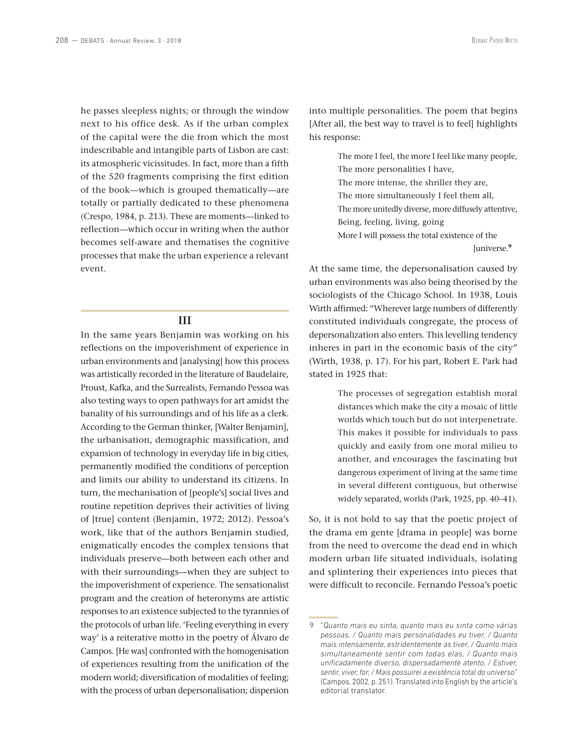he passes sleepless nights; or through the window next to his office desk. As if the urban complex of the capital were the die from which the most indescribable and intangible parts of Lisbon are cast: its atmospheric vicissitudes. In fact, more than a fifth of the 520 fragments comprising the first edition of the book—which is grouped thematically—are totally or partially dedicated to these phenomena (Crespo, 1984, p. 213). These are moments—linked to reflection—which occur in writing when the author becomes self-aware and thematises the cognitive processes that make the urban experience a relevant event.

## III

In the same years Benjamin was working on his reflections on the impoverishment of experience in urban environments and [analysing] how this process was artistically recorded in the literature of Baudelaire, Proust, Kafka, and the Surrealists, Fernando Pessoa was also testing ways to open pathways for art amidst the banality of his surroundings and of his life as a clerk. According to the German thinker, [Walter Benjamin], the urbanisation, demographic massification, and expansion of technology in everyday life in big cities, permanently modified the conditions of perception and limits our ability to understand its citizens. In turn, the mechanisation of [people's] social lives and routine repetition deprives their activities of living of [true] content (Benjamin, 1972; 2012). Pessoa's work, like that of the authors Benjamin studied, enigmatically encodes the complex tensions that individuals preserve—both between each other and with their surroundings—when they are subject to the impoverishment of experience. The sensationalist program and the creation of heteronyms are artistic responses to an existence subjected to the tyrannies of the protocols of urban life. 'Feeling everything in every way' is a reiterative motto in the poetry of Álvaro de Campos. [He was] confronted with the homogenisation of experiences resulting from the unification of the modern world; diversification of modalities of feeling; with the process of urban depersonalisation; dispersion into multiple personalities. The poem that begins [After all, the best way to travel is to feel] highlights his response:

> The more I feel, the more I feel like many people,
> The more personalities I have,
> The more intense, the shriller they are,
> The more simultaneously I feel them all,
> The more unitedly diverse, more diffusely attentive,
> Being, feeling, living, going
> More I will possess the total existence of the [universe.[9]

At the same time, the depersonalisation caused by urban environments was also being theorised by the sociologists of the Chicago School. In 1938, Louis Wirth affirmed: "Wherever large numbers of differently constituted individuals congregate, the process of depersonalization also enters. This levelling tendency inheres in part in the economic basis of the city" (Wirth, 1938, p. 17). For his part, Robert E. Park had stated in 1925 that:

> The processes of segregation establish moral distances which make the city a mosaic of little worlds which touch but do not interpenetrate. This makes it possible for individuals to pass quickly and easily from one moral milieu to another, and encourages the fascinating but dangerous experiment of living at the same time in several different contiguous, but otherwise widely separated, worlds (Park, 1925, pp. 40–41).

So, it is not bold to say that the poetic project of the drama em gente [drama in people] was borne from the need to overcome the dead end in which modern urban life situated individuals, isolating and splintering their experiences into pieces that were difficult to reconcile. Fernando Pessoa's poetic

---

9 "*Quanto mais eu sinta, quanto mais eu sinta como várias pessoas, / Quanto mais personalidades eu tiver, / Quanto mais intensamente, estridentemente as tiver, / Quanto mais simultaneamente sentir com todas elas, / Quanto mais unificadamente diverso, dispersadamente atento, / Estiver, sentir, viver, for, / Mais possuirei a existência total do universo*" (Campos, 2002, p. 251). Translated into English by the article's editorial translator.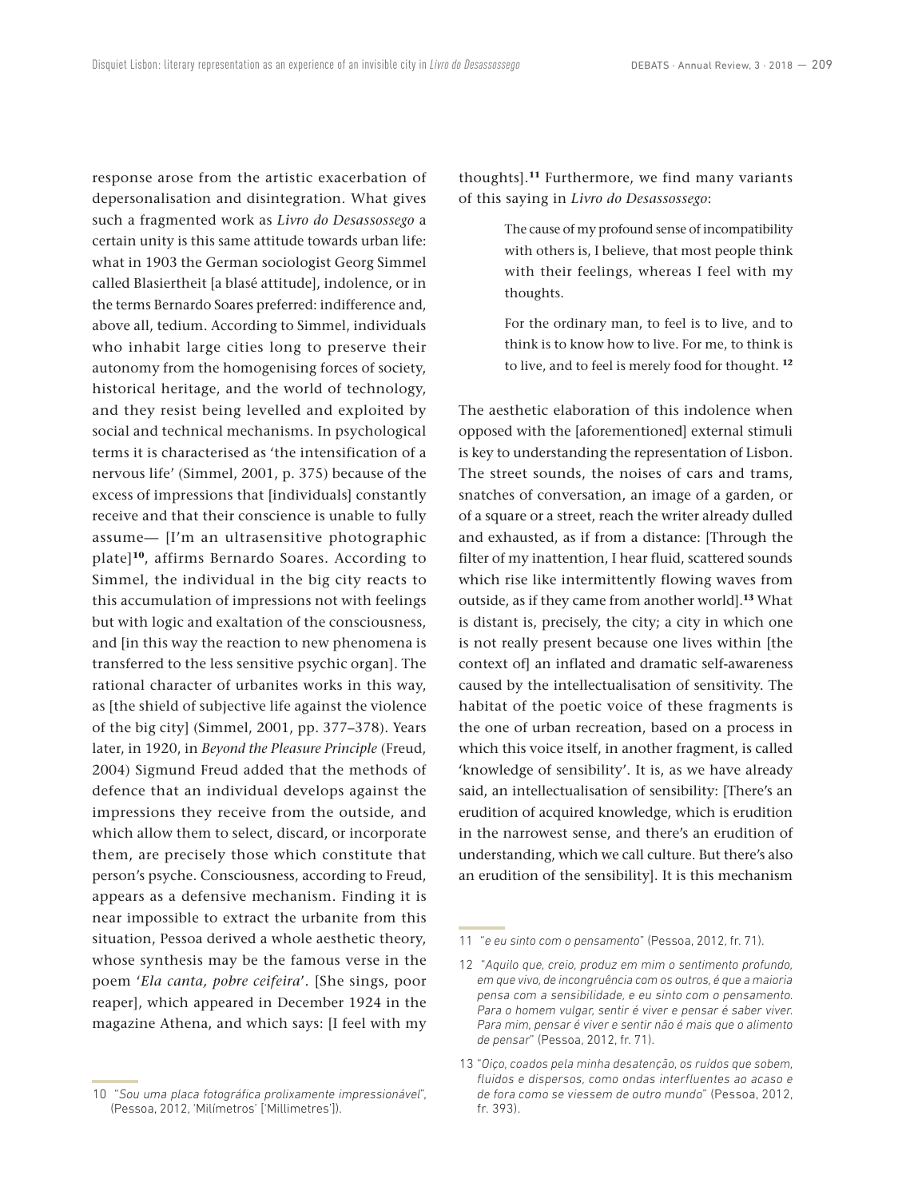response arose from the artistic exacerbation of depersonalisation and disintegration. What gives such a fragmented work as *Livro do Desassossego* a certain unity is this same attitude towards urban life: what in 1903 the German sociologist Georg Simmel called Blasiertheit [a blasé attitude], indolence, or in the terms Bernardo Soares preferred: indifference and, above all, tedium. According to Simmel, individuals who inhabit large cities long to preserve their autonomy from the homogenising forces of society, historical heritage, and the world of technology, and they resist being levelled and exploited by social and technical mechanisms. In psychological terms it is characterised as 'the intensification of a nervous life' (Simmel, 2001, p. 375) because of the excess of impressions that [individuals] constantly receive and that their conscience is unable to fully assume— [I'm an ultrasensitive photographic plate][10], affirms Bernardo Soares. According to Simmel, the individual in the big city reacts to this accumulation of impressions not with feelings but with logic and exaltation of the consciousness, and [in this way the reaction to new phenomena is transferred to the less sensitive psychic organ]. The rational character of urbanites works in this way, as [the shield of subjective life against the violence of the big city] (Simmel, 2001, pp. 377–378). Years later, in 1920, in *Beyond the Pleasure Principle* (Freud, 2004) Sigmund Freud added that the methods of defence that an individual develops against the impressions they receive from the outside, and which allow them to select, discard, or incorporate them, are precisely those which constitute that person's psyche. Consciousness, according to Freud, appears as a defensive mechanism. Finding it is near impossible to extract the urbanite from this situation, Pessoa derived a whole aesthetic theory, whose synthesis may be the famous verse in the poem '*Ela canta, pobre ceifeira*'. [She sings, poor reaper], which appeared in December 1924 in the magazine Athena, and which says: [I feel with my thoughts].[11] Furthermore, we find many variants of this saying in *Livro do Desassossego*:

> The cause of my profound sense of incompatibility with others is, I believe, that most people think with their feelings, whereas I feel with my thoughts.
>
> For the ordinary man, to feel is to live, and to think is to know how to live. For me, to think is to live, and to feel is merely food for thought. [12]

The aesthetic elaboration of this indolence when opposed with the [aforementioned] external stimuli is key to understanding the representation of Lisbon. The street sounds, the noises of cars and trams, snatches of conversation, an image of a garden, or of a square or a street, reach the writer already dulled and exhausted, as if from a distance: [Through the filter of my inattention, I hear fluid, scattered sounds which rise like intermittently flowing waves from outside, as if they came from another world].[13] What is distant is, precisely, the city; a city in which one is not really present because one lives within [the context of] an inflated and dramatic self-awareness caused by the intellectualisation of sensitivity. The habitat of the poetic voice of these fragments is the one of urban recreation, based on a process in which this voice itself, in another fragment, is called 'knowledge of sensibility'. It is, as we have already said, an intellectualisation of sensibility: [There's an erudition of acquired knowledge, which is erudition in the narrowest sense, and there's an erudition of understanding, which we call culture. But there's also an erudition of the sensibility]. It is this mechanism

---

10 "*Sou uma placa fotográfica prolixamente impressionável*", (Pessoa, 2012, 'Milímetros' ['Millimetres']).

11 "*e eu sinto com o pensamento*" (Pessoa, 2012, fr. 71).

12 "*Aquilo que, creio, produz em mim o sentimento profundo, em que vivo, de incongruência com os outros, é que a maioria pensa com a sensibilidade, e eu sinto com o pensamento. Para o homem vulgar, sentir é viver e pensar é saber viver. Para mim, pensar é viver e sentir não é mais que o alimento de pensar*" (Pessoa, 2012, fr. 71).

13 "*Oiço, coados pela minha desatenção, os ruídos que sobem, fluidos e dispersos, como ondas interfluentes ao acaso e de fora como se viessem de outro mundo*" (Pessoa, 2012, fr. 393).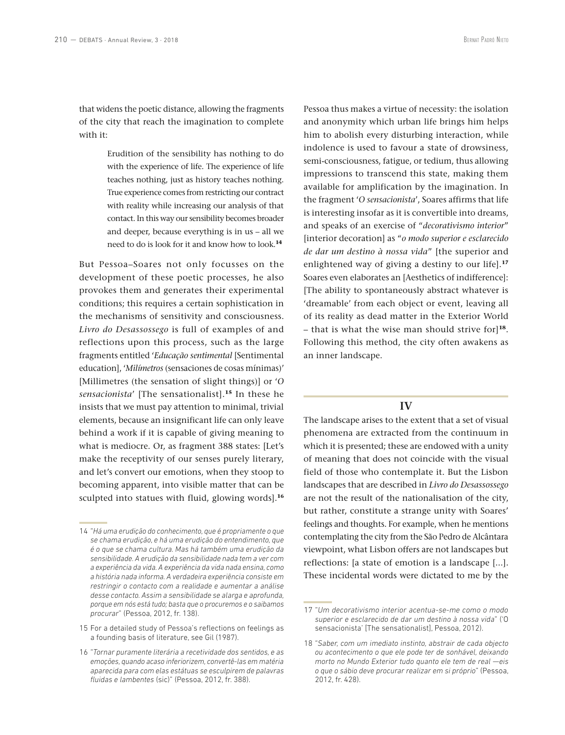that widens the poetic distance, allowing the fragments of the city that reach the imagination to complete with it:

> Erudition of the sensibility has nothing to do with the experience of life. The experience of life teaches nothing, just as history teaches nothing. True experience comes from restricting our contract with reality while increasing our analysis of that contact. In this way our sensibility becomes broader and deeper, because everything is in us – all we need to do is look for it and know how to look.[14]

But Pessoa–Soares not only focusses on the development of these poetic processes, he also provokes them and generates their experimental conditions; this requires a certain sophistication in the mechanisms of sensitivity and consciousness. *Livro do Desassossego* is full of examples of and reflections upon this process, such as the large fragments entitled '*Educação sentimental* [Sentimental education], '*Milímetros* (sensaciones de cosas mínimas)' [Millimetres (the sensation of slight things)] or '*O sensacionista*' [The sensationalist].[15] In these he insists that we must pay attention to minimal, trivial elements, because an insignificant life can only leave behind a work if it is capable of giving meaning to what is mediocre. Or, as fragment 388 states: [Let's make the receptivity of our senses purely literary, and let's convert our emotions, when they stoop to becoming apparent, into visible matter that can be sculpted into statues with fluid, glowing words].[16]

Pessoa thus makes a virtue of necessity: the isolation and anonymity which urban life brings him helps him to abolish every disturbing interaction, while indolence is used to favour a state of drowsiness, semi-consciousness, fatigue, or tedium, thus allowing impressions to transcend this state, making them available for amplification by the imagination. In the fragment '*O sensacionista*', Soares affirms that life is interesting insofar as it is convertible into dreams, and speaks of an exercise of "*decorativismo interior*" [interior decoration] as "*o modo superior e esclarecido de dar um destino à nossa vida*" [the superior and enlightened way of giving a destiny to our life].[17] Soares even elaborates an [Aesthetics of indifference]: [The ability to spontaneously abstract whatever is 'dreamable' from each object or event, leaving all of its reality as dead matter in the Exterior World – that is what the wise man should strive for][18]. Following this method, the city often awakens as an inner landscape.

## IV

The landscape arises to the extent that a set of visual phenomena are extracted from the continuum in which it is presented; these are endowed with a unity of meaning that does not coincide with the visual field of those who contemplate it. But the Lisbon landscapes that are described in *Livro do Desassossego* are not the result of the nationalisation of the city, but rather, constitute a strange unity with Soares' feelings and thoughts. For example, when he mentions contemplating the city from the São Pedro de Alcântara viewpoint, what Lisbon offers are not landscapes but reflections: [a state of emotion is a landscape [...]. These incidental words were dictated to me by the

---

14 "*Há uma erudição do conhecimento, que é propriamente o que se chama erudição, e há uma erudição do entendimento, que é o que se chama cultura. Mas há também uma erudição da sensibilidade. A erudição da sensibilidade nada tem a ver com a experiência da vida. A experiência da vida nada ensina, como a história nada informa. A verdadeira experiência consiste em restringir o contacto com a realidade e aumentar a análise desse contacto. Assim a sensibilidade se alarga e aprofunda, porque em nós está tudo; basta que o procuremos e o saibamos procurar*" (Pessoa, 2012, fr. 138).

15 For a detailed study of Pessoa's reflections on feelings as a founding basis of literature, see Gil (1987).

16 "*Tornar puramente literária a recetividade dos sentidos, e as emoções, quando acaso inferiorizem, convertê-las em matéria aparecida para com elas estátuas se esculpirem de palavras fluidas e lambentes* (sic)" (Pessoa, 2012, fr. 388).

17 "*Um decorativismo interior acentua-se-me como o modo superior e esclarecido de dar um destino à nossa vida*" ('O sensacionista' [The sensationalist], Pessoa, 2012).

18 "*Saber, com um imediato instinto, abstrair de cada objecto ou acontecimento o que ele pode ter de sonhável, deixando morto no Mundo Exterior tudo quanto ele tem de real —eis o que o sábio deve procurar realizar em si próprio*" (Pessoa, 2012, fr. 428).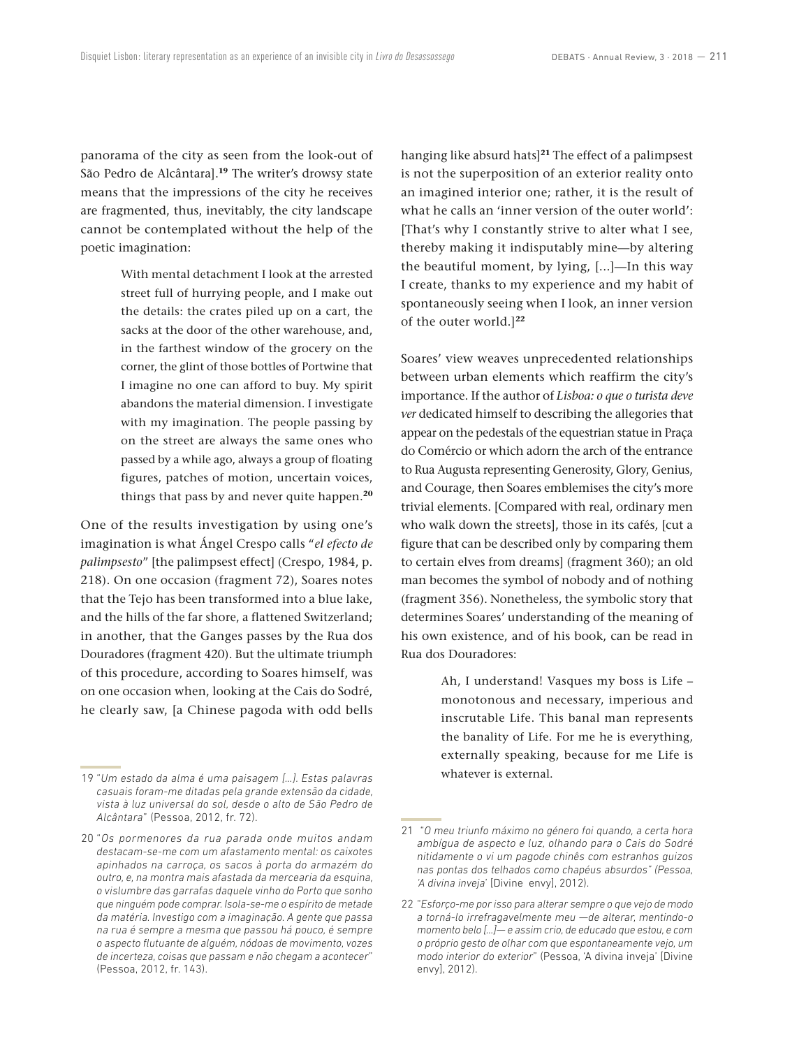panorama of the city as seen from the look-out of São Pedro de Alcântara].[19] The writer's drowsy state means that the impressions of the city he receives are fragmented, thus, inevitably, the city landscape cannot be contemplated without the help of the poetic imagination:

> With mental detachment I look at the arrested street full of hurrying people, and I make out the details: the crates piled up on a cart, the sacks at the door of the other warehouse, and, in the farthest window of the grocery on the corner, the glint of those bottles of Portwine that I imagine no one can afford to buy. My spirit abandons the material dimension. I investigate with my imagination. The people passing by on the street are always the same ones who passed by a while ago, always a group of floating figures, patches of motion, uncertain voices, things that pass by and never quite happen.[20]

One of the results investigation by using one's imagination is what Ángel Crespo calls "*el efecto de palimpsesto*" [the palimpsest effect] (Crespo, 1984, p. 218). On one occasion (fragment 72), Soares notes that the Tejo has been transformed into a blue lake, and the hills of the far shore, a flattened Switzerland; in another, that the Ganges passes by the Rua dos Douradores (fragment 420). But the ultimate triumph of this procedure, according to Soares himself, was on one occasion when, looking at the Cais do Sodré, he clearly saw, [a Chinese pagoda with odd bells hanging like absurd hats][21] The effect of a palimpsest is not the superposition of an exterior reality onto an imagined interior one; rather, it is the result of what he calls an 'inner version of the outer world': [That's why I constantly strive to alter what I see, thereby making it indisputably mine—by altering the beautiful moment, by lying, [...]—In this way I create, thanks to my experience and my habit of spontaneously seeing when I look, an inner version of the outer world.][22]

Soares' view weaves unprecedented relationships between urban elements which reaffirm the city's importance. If the author of *Lisboa: o que o turista deve ver* dedicated himself to describing the allegories that appear on the pedestals of the equestrian statue in Praça do Comércio or which adorn the arch of the entrance to Rua Augusta representing Generosity, Glory, Genius, and Courage, then Soares emblemises the city's more trivial elements. [Compared with real, ordinary men who walk down the streets], those in its cafés, [cut a figure that can be described only by comparing them to certain elves from dreams] (fragment 360); an old man becomes the symbol of nobody and of nothing (fragment 356). Nonetheless, the symbolic story that determines Soares' understanding of the meaning of his own existence, and of his book, can be read in Rua dos Douradores:

> Ah, I understand! Vasques my boss is Life – monotonous and necessary, imperious and inscrutable Life. This banal man represents the banality of Life. For me he is everything, externally speaking, because for me Life is whatever is external.

---

19 "*Um estado da alma é uma paisagem [...]. Estas palavras casuais foram-me ditadas pela grande extensão da cidade, vista à luz universal do sol, desde o alto de São Pedro de Alcântara*" (Pessoa, 2012, fr. 72).

20 "*Os pormenores da rua parada onde muitos andam destacam-se-me com um afastamento mental: os caixotes apinhados na carroça, os sacos à porta do armazém do outro, e, na montra mais afastada da mercearia da esquina, o vislumbre das garrafas daquele vinho do Porto que sonho que ninguém pode comprar. Isola-se-me o espírito de metade da matéria. Investigo com a imaginação. A gente que passa na rua é sempre a mesma que passou há pouco, é sempre o aspecto flutuante de alguém, nódoas de movimento, vozes de incerteza, coisas que passam e não chegam a acontecer*" (Pessoa, 2012, fr. 143).

21 "*O meu triunfo máximo no género foi quando, a certa hora ambígua de aspecto e luz, olhando para o Cais do Sodré nitidamente o vi um pagode chinês com estranhos guizos nas pontas dos telhados como chapéus absurdos*" (Pessoa, 'A divina inveja' [Divine envy], 2012).

22 "*Esforço-me por isso para alterar sempre o que vejo de modo a torná-lo irrefragavelmente meu —de alterar, mentindo-o momento belo [...]— e assim crio, de educado que estou, e com o próprio gesto de olhar com que espontaneamente vejo, um modo interior do exterior*" (Pessoa, 'A divina inveja' [Divine envy], 2012).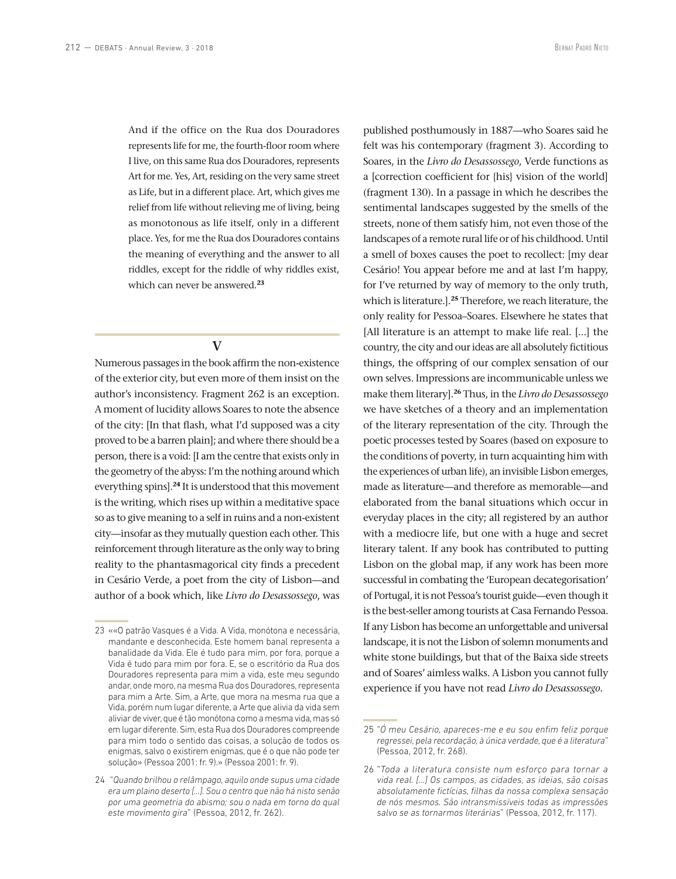And if the office on the Rua dos Douradores represents life for me, the fourth-floor room where I live, on this same Rua dos Douradores, represents Art for me. Yes, Art, residing on the very same street as Life, but in a different place. Art, which gives me relief from life without relieving me of living, being as monotonous as life itself, only in a different place. Yes, for me the Rua dos Douradores contains the meaning of everything and the answer to all riddles, except for the riddle of why riddles exist, which can never be answered.[23]

## V

Numerous passages in the book affirm the non-existence of the exterior city, but even more of them insist on the author's inconsistency. Fragment 262 is an exception. A moment of lucidity allows Soares to note the absence of the city: [In that flash, what I'd supposed was a city proved to be a barren plain]; and where there should be a person, there is a void: [I am the centre that exists only in the geometry of the abyss: I'm the nothing around which everything spins].[24] It is understood that this movement is the writing, which rises up within a meditative space so as to give meaning to a self in ruins and a non-existent city—insofar as they mutually question each other. This reinforcement through literature as the only way to bring reality to the phantasmagorical city finds a precedent in Cesário Verde, a poet from the city of Lisbon—and author of a book which, like *Livro do Desassossego*, was published posthumously in 1887—who Soares said he felt was his contemporary (fragment 3). According to Soares, in the *Livro do Desassossego*, Verde functions as a [correction coefficient for {his} vision of the world] (fragment 130). In a passage in which he describes the sentimental landscapes suggested by the smells of the streets, none of them satisfy him, not even those of the landscapes of a remote rural life or of his childhood. Until a smell of boxes causes the poet to recollect: [my dear Cesário! You appear before me and at last I'm happy, for I've returned by way of memory to the only truth, which is literature.].[25] Therefore, we reach literature, the only reality for Pessoa–Soares. Elsewhere he states that [All literature is an attempt to make life real. [...] the country, the city and our ideas are all absolutely fictitious things, the offspring of our complex sensation of our own selves. Impressions are incommunicable unless we make them literary].[26] Thus, in the *Livro do Desassossego* we have sketches of a theory and an implementation of the literary representation of the city. Through the poetic processes tested by Soares (based on exposure to the conditions of poverty, in turn acquainting him with the experiences of urban life), an invisible Lisbon emerges, made as literature—and therefore as memorable—and elaborated from the banal situations which occur in everyday places in the city; all registered by an author with a mediocre life, but one with a huge and secret literary talent. If any book has contributed to putting Lisbon on the global map, if any work has been more successful in combating the 'European decategorisation' of Portugal, it is not Pessoa's tourist guide—even though it is the best-seller among tourists at Casa Fernando Pessoa. If any Lisbon has become an unforgettable and universal landscape, it is not the Lisbon of solemn monuments and white stone buildings, but that of the Baixa side streets and of Soares' aimless walks. A Lisbon you cannot fully experience if you have not read *Livro do Desassossego*.

---

23 ««O patrão Vasques é a Vida. A Vida, monótona e necessária, mandante e desconhecida. Este homem banal representa a banalidade da Vida. Ele é tudo para mim, por fora, porque a Vida é tudo para mim por fora. E, se o escritório da Rua dos Douradores representa para mim a vida, este meu segundo andar, onde moro, na mesma Rua dos Douradores, representa para mim a Arte. Sim, a Arte, que mora na mesma rua que a Vida, porém num lugar diferente, a Arte que alivia da vida sem aliviar de viver, que é tão monótona como a mesma vida, mas só em lugar diferente. Sim, esta Rua dos Douradores compreende para mim todo o sentido das coisas, a solução de todos os enigmas, salvo o existirem enigmas, que é o que não pode ter solução» (Pessoa 2001: fr. 9).» (Pessoa 2001: fr. 9).

24 "*Quando brilhou o relâmpago, aquilo onde supus uma cidade era um plaino deserto [...]. Sou o centro que não há nisto senão por uma geometria do abismo; sou o nada em torno do qual este movimento gira*" (Pessoa, 2012, fr. 262).

25 "*Ó meu Cesário, apareces-me e eu sou enfim feliz porque regressei, pela recordação, à única verdade, que é a literatura*" (Pessoa, 2012, fr. 268).

26 "*Toda a literatura consiste num esforço para tornar a vida real. [...] Os campos, as cidades, as ideias, são coisas absolutamente fictícias, filhas da nossa complexa sensação de nós mesmos. São intransmissíveis todas as impressões salvo se as tornarmos literárias*" (Pessoa, 2012, fr. 117).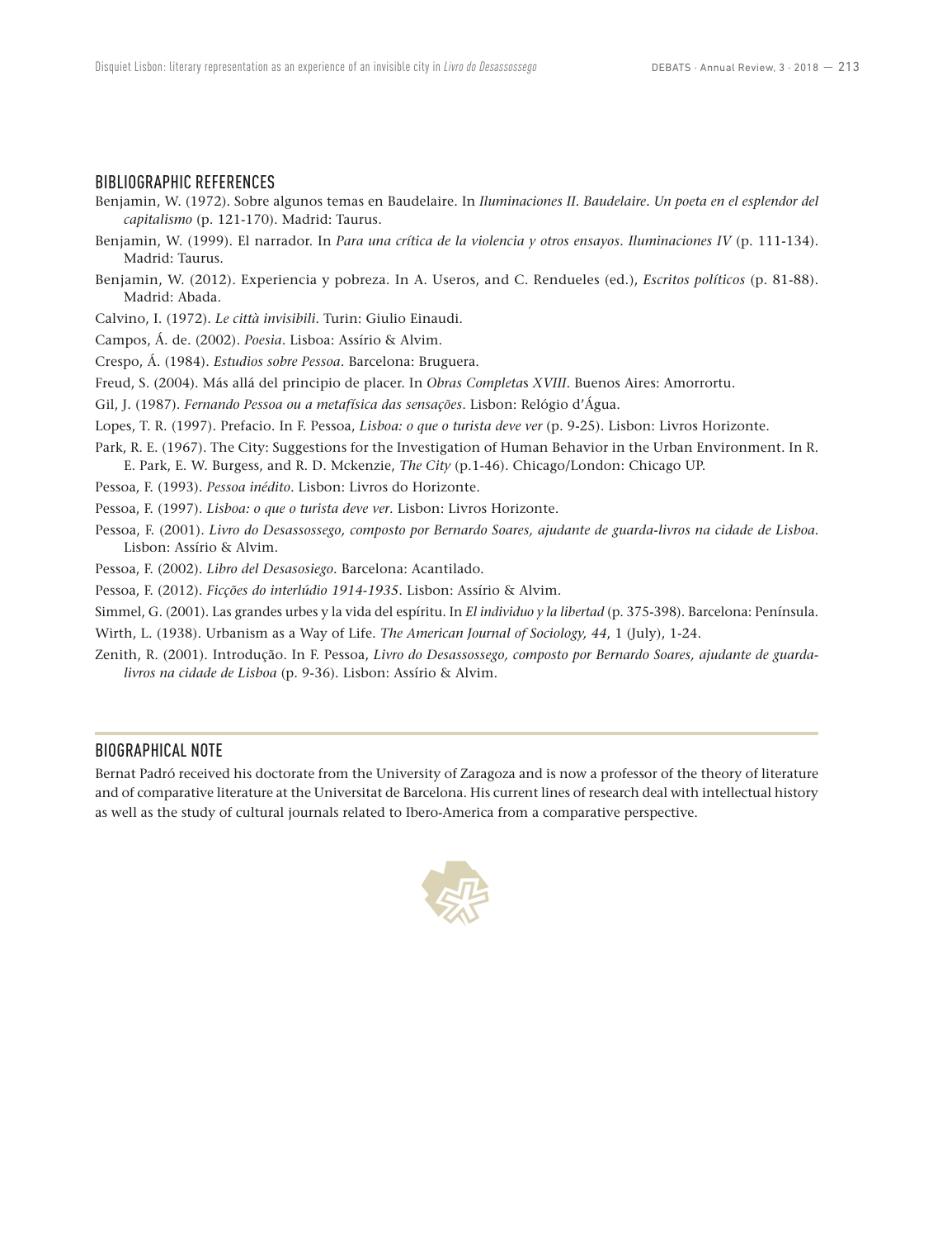## BIBLIOGRAPHIC REFERENCES

Benjamin, W. (1972). Sobre algunos temas en Baudelaire. In *Iluminaciones II. Baudelaire. Un poeta en el esplendor del capitalismo* (p. 121-170). Madrid: Taurus.

Benjamin, W. (1999). El narrador. In *Para una crítica de la violencia y otros ensayos. Iluminaciones IV* (p. 111-134). Madrid: Taurus.

Benjamin, W. (2012). Experiencia y pobreza. In A. Useros, and C. Rendueles (ed.), *Escritos políticos* (p. 81-88). Madrid: Abada.

Calvino, I. (1972). *Le città invisibili*. Turin: Giulio Einaudi.

Campos, Á. de. (2002). *Poesia*. Lisboa: Assírio & Alvim.

Crespo, Á. (1984). *Estudios sobre Pessoa*. Barcelona: Bruguera.

Freud, S. (2004). Más allá del principio de placer. In *Obras Completas XVIII*. Buenos Aires: Amorrortu.

Gil, J. (1987). *Fernando Pessoa ou a metafísica das sensações*. Lisbon: Relógio d'Água.

Lopes, T. R. (1997). Prefacio. In F. Pessoa, *Lisboa: o que o turista deve ver* (p. 9-25). Lisbon: Livros Horizonte.

Park, R. E. (1967). The City: Suggestions for the Investigation of Human Behavior in the Urban Environment. In R. E. Park, E. W. Burgess, and R. D. Mckenzie, *The City* (p.1-46). Chicago/London: Chicago UP.

Pessoa, F. (1993). *Pessoa inédito*. Lisbon: Livros do Horizonte.

Pessoa, F. (1997). *Lisboa: o que o turista deve ver*. Lisbon: Livros Horizonte.

Pessoa, F. (2001). *Livro do Desassossego, composto por Bernardo Soares, ajudante de guarda-livros na cidade de Lisboa*. Lisbon: Assírio & Alvim.

Pessoa, F. (2002). *Libro del Desasosiego*. Barcelona: Acantilado.

Pessoa, F. (2012). *Ficções do interlúdio 1914-1935*. Lisbon: Assírio & Alvim.

Simmel, G. (2001). Las grandes urbes y la vida del espíritu. In *El individuo y la libertad* (p. 375-398). Barcelona: Península.

Wirth, L. (1938). Urbanism as a Way of Life. *The American Journal of Sociology, 44*, 1 (July), 1-24.

Zenith, R. (2001). Introdução. In F. Pessoa, *Livro do Desassossego, composto por Bernardo Soares, ajudante de guarda-livros na cidade de Lisboa* (p. 9-36). Lisbon: Assírio & Alvim.

## BIOGRAPHICAL NOTE

Bernat Padró received his doctorate from the University of Zaragoza and is now a professor of the theory of literature and of comparative literature at the Universitat de Barcelona. His current lines of research deal with intellectual history as well as the study of cultural journals related to Ibero-America from a comparative perspective.